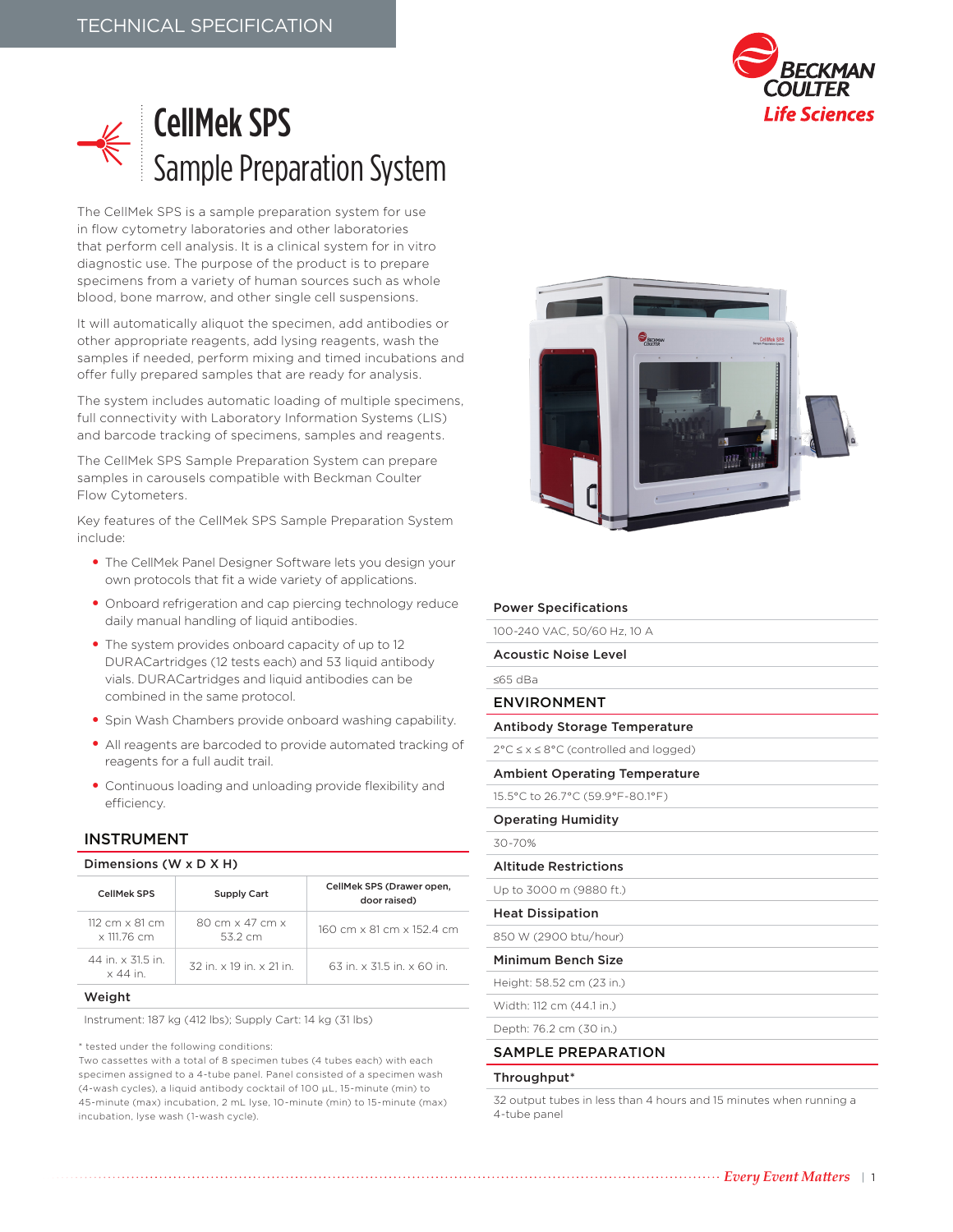TECHNICAL SPECIFICATION

# CellMek SPS
## Sample Preparation System

The CellMek SPS is a sample preparation system for use in flow cytometry laboratories and other laboratories that perform cell analysis. It is a clinical system for in vitro diagnostic use. The purpose of the product is to prepare specimens from a variety of human sources such as whole blood, bone marrow, and other single cell suspensions.

It will automatically aliquot the specimen, add antibodies or other appropriate reagents, add lysing reagents, wash the samples if needed, perform mixing and timed incubations and offer fully prepared samples that are ready for analysis.

The system includes automatic loading of multiple specimens, full connectivity with Laboratory Information Systems (LIS) and barcode tracking of specimens, samples and reagents.

The CellMek SPS Sample Preparation System can prepare samples in carousels compatible with Beckman Coulter Flow Cytometers.

Key features of the CellMek SPS Sample Preparation System include:

- The CellMek Panel Designer Software lets you design your own protocols that fit a wide variety of applications.
- Onboard refrigeration and cap piercing technology reduce daily manual handling of liquid antibodies.
- The system provides onboard capacity of up to 12 DURACartridges (12 tests each) and 53 liquid antibody vials. DURACartridges and liquid antibodies can be combined in the same protocol.
- Spin Wash Chambers provide onboard washing capability.
- All reagents are barcoded to provide automated tracking of reagents for a full audit trail.
- Continuous loading and unloading provide flexibility and efficiency.

## INSTRUMENT

### Dimensions (W x D X H)

| CellMek SPS | Supply Cart | CellMek SPS (Drawer open, door raised) |
|---|---|---|
| 112 cm x 81 cm x 111.76 cm | 80 cm x 47 cm x 53.2 cm | 160 cm x 81 cm x 152.4 cm |
| 44 in. x 31.5 in. x 44 in. | 32 in. x 19 in. x 21 in. | 63 in. x 31.5 in. x 60 in. |

### Weight

Instrument: 187 kg (412 lbs); Supply Cart: 14 kg (31 lbs)

### Power Specifications

100-240 VAC, 50/60 Hz, 10 A

### Acoustic Noise Level

≤65 dBa

## ENVIRONMENT

### Antibody Storage Temperature

2°C ≤ x ≤ 8°C (controlled and logged)

### Ambient Operating Temperature

15.5°C to 26.7°C (59.9°F-80.1°F)

### Operating Humidity

30-70%

### Altitude Restrictions

Up to 3000 m (9880 ft.)

### Heat Dissipation

850 W (2900 btu/hour)

### Minimum Bench Size

Height: 58.52 cm (23 in.)

Width: 112 cm (44.1 in.)

Depth: 76.2 cm (30 in.)

## SAMPLE PREPARATION

### Throughput*

32 output tubes in less than 4 hours and 15 minutes when running a 4-tube panel

\* tested under the following conditions:
Two cassettes with a total of 8 specimen tubes (4 tubes each) with each specimen assigned to a 4-tube panel. Panel consisted of a specimen wash (4-wash cycles), a liquid antibody cocktail of 100 µL, 15-minute (min) to 45-minute (max) incubation, 2 mL lyse, 10-minute (min) to 15-minute (max) incubation, lyse wash (1-wash cycle).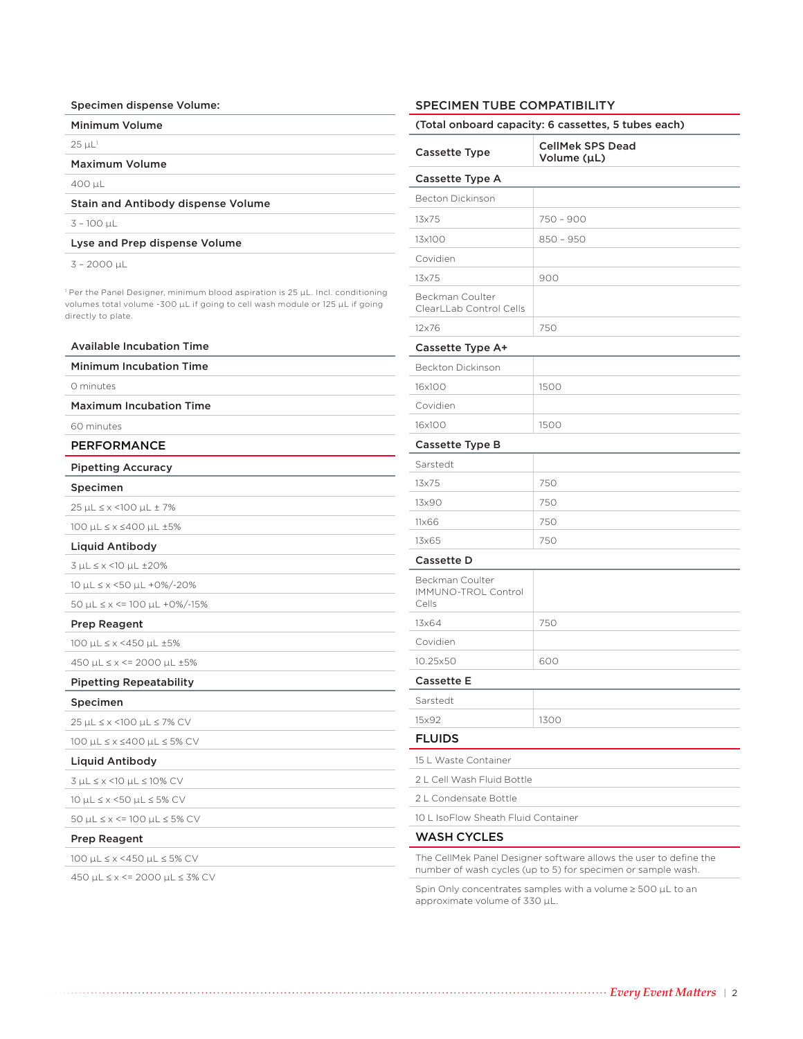**Specimen dispense Volume:**

**Minimum Volume**

25 µL[1]

**Maximum Volume**

400 µL

**Stain and Antibody dispense Volume**

3 – 100 µL

**Lyse and Prep dispense Volume**

3 – 2000 µL

[1] Per the Panel Designer, minimum blood aspiration is 25 µL. Incl. conditioning volumes total volume ~300 µL if going to cell wash module or 125 µL if going directly to plate.

**Available Incubation Time**

**Minimum Incubation Time**

0 minutes

**Maximum Incubation Time**

60 minutes

## PERFORMANCE

### Pipetting Accuracy

**Specimen**

25 µL ≤ x <100 µL ± 7%

100 µL ≤ x ≤400 µL ±5%

**Liquid Antibody**

3 µL ≤ x <10 µL ±20%

10 µL ≤ x <50 µL +0%/-20%

50 µL ≤ x <= 100 µL +0%/-15%

**Prep Reagent**

100 µL ≤ x <450 µL ±5%

450 µL ≤ x <= 2000 µL ±5%

### Pipetting Repeatability

**Specimen**

25 µL ≤ x <100 µL ≤ 7% CV

100 µL ≤ x ≤400 µL ≤ 5% CV

**Liquid Antibody**

3 µL ≤ x <10 µL ≤ 10% CV

10 µL ≤ x <50 µL ≤ 5% CV

50 µL ≤ x <= 100 µL ≤ 5% CV

**Prep Reagent**

100 µL ≤ x <450 µL ≤ 5% CV

450 µL ≤ x <= 2000 µL ≤ 3% CV

## SPECIMEN TUBE COMPATIBILITY

**(Total onboard capacity: 6 cassettes, 5 tubes each)**

| Cassette Type | CellMek SPS Dead Volume (µL) |
|---|---|
| **Cassette Type A** | |
| Becton Dickinson | |
| 13x75 | 750 – 900 |
| 13x100 | 850 – 950 |
| Covidien | |
| 13x75 | 900 |
| Beckman Coulter ClearLLab Control Cells | |
| 12x76 | 750 |
| **Cassette Type A+** | |
| Beckton Dickinson | |
| 16x100 | 1500 |
| Covidien | |
| 16x100 | 1500 |
| **Cassette Type B** | |
| Sarstedt | |
| 13x75 | 750 |
| 13x90 | 750 |
| 11x66 | 750 |
| 13x65 | 750 |
| **Cassette D** | |
| Beckman Coulter IMMUNO-TROL Control Cells | |
| 13x64 | 750 |
| Covidien | |
| 10.25x50 | 600 |
| **Cassette E** | |
| Sarstedt | |
| 15x92 | 1300 |

## FLUIDS

15 L Waste Container

2 L Cell Wash Fluid Bottle

2 L Condensate Bottle

10 L IsoFlow Sheath Fluid Container

## WASH CYCLES

The CellMek Panel Designer software allows the user to define the number of wash cycles (up to 5) for specimen or sample wash.

Spin Only concentrates samples with a volume ≥ 500 µL to an approximate volume of 330 µL.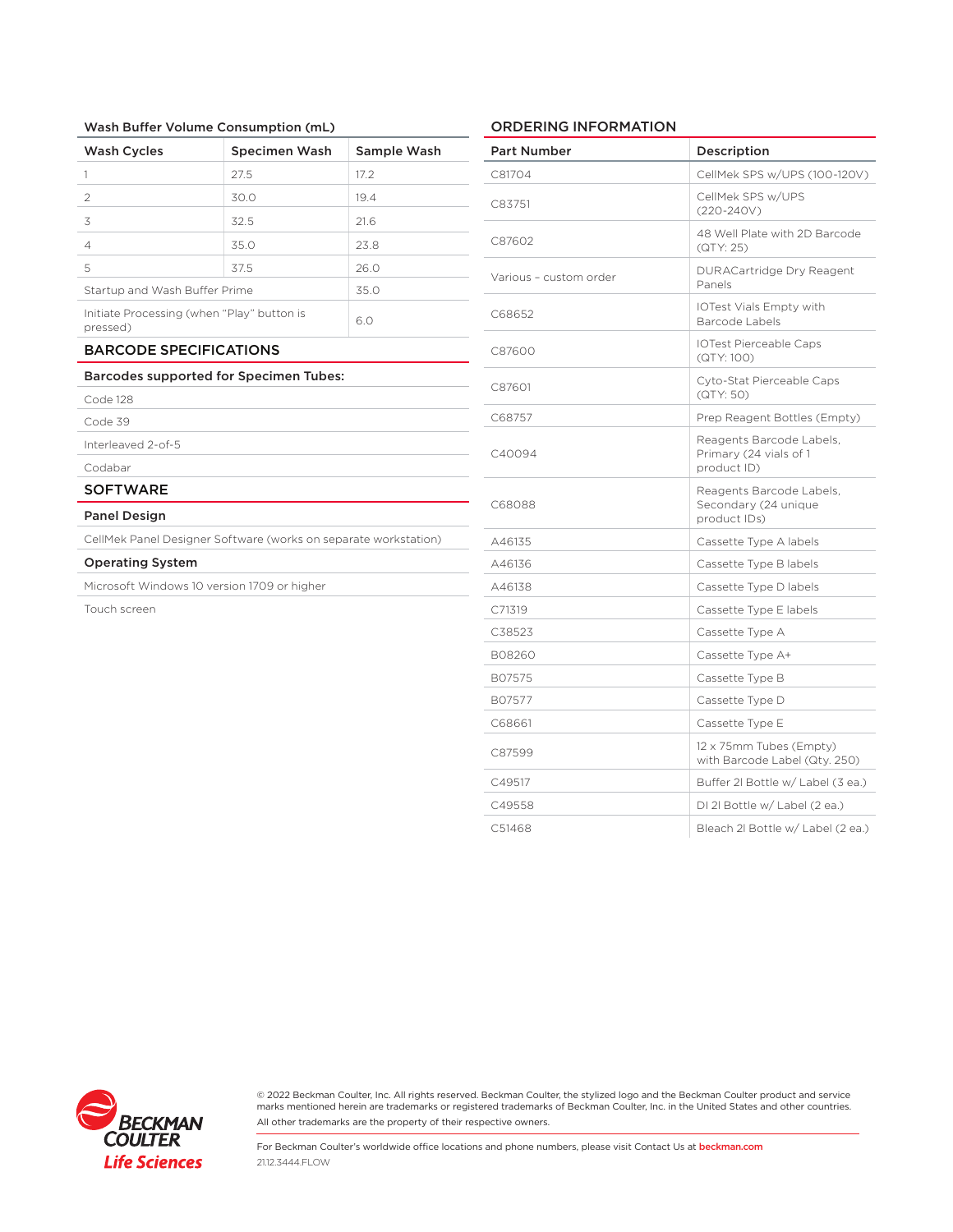### Wash Buffer Volume Consumption (mL)

| Wash Cycles | Specimen Wash | Sample Wash |
|---|---|---|
| 1 | 27.5 | 17.2 |
| 2 | 30.0 | 19.4 |
| 3 | 32.5 | 21.6 |
| 4 | 35.0 | 23.8 |
| 5 | 37.5 | 26.0 |
| Startup and Wash Buffer Prime | | 35.0 |
| Initiate Processing (when "Play" button is pressed) | | 6.0 |

## BARCODE SPECIFICATIONS

**Barcodes supported for Specimen Tubes:**

- Code 128
- Code 39
- Interleaved 2-of-5
- Codabar

## SOFTWARE

**Panel Design**

CellMek Panel Designer Software (works on separate workstation)

**Operating System**

Microsoft Windows 10 version 1709 or higher

Touch screen

## ORDERING INFORMATION

| Part Number | Description |
|---|---|
| C81704 | CellMek SPS w/UPS (100-120V) |
| C83751 | CellMek SPS w/UPS (220-240V) |
| C87602 | 48 Well Plate with 2D Barcode (QTY: 25) |
| Various - custom order | DURACartridge Dry Reagent Panels |
| C68652 | IOTest Vials Empty with Barcode Labels |
| C87600 | IOTest Pierceable Caps (QTY: 100) |
| C87601 | Cyto-Stat Pierceable Caps (QTY: 50) |
| C68757 | Prep Reagent Bottles (Empty) |
| C40094 | Reagents Barcode Labels, Primary (24 vials of 1 product ID) |
| C68088 | Reagents Barcode Labels, Secondary (24 unique product IDs) |
| A46135 | Cassette Type A labels |
| A46136 | Cassette Type B labels |
| A46138 | Cassette Type D labels |
| C71319 | Cassette Type E labels |
| C38523 | Cassette Type A |
| B08260 | Cassette Type A+ |
| B07575 | Cassette Type B |
| B07577 | Cassette Type D |
| C68661 | Cassette Type E |
| C87599 | 12 x 75mm Tubes (Empty) with Barcode Label (Qty. 250) |
| C49517 | Buffer 2l Bottle w/ Label (3 ea.) |
| C49558 | DI 2l Bottle w/ Label (2 ea.) |
| C51468 | Bleach 2l Bottle w/ Label (2 ea.) |

BECKMAN COULTER Life Sciences

© 2022 Beckman Coulter, Inc. All rights reserved. Beckman Coulter, the stylized logo and the Beckman Coulter product and service marks mentioned herein are trademarks or registered trademarks of Beckman Coulter, Inc. in the United States and other countries. All other trademarks are the property of their respective owners.

For Beckman Coulter's worldwide office locations and phone numbers, please visit Contact Us at beckman.com

21.12.3444.FLOW